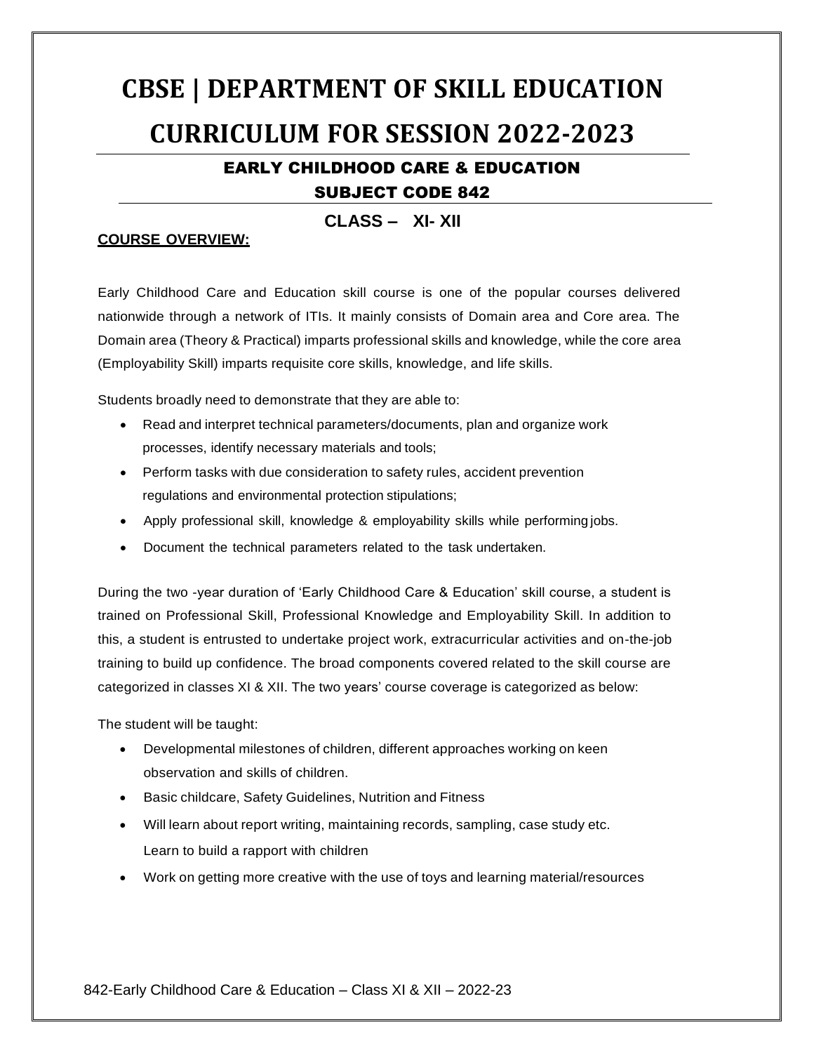# CBSE | DEPARTMENT OF SKILL EDUCATION

# CURRICULUM FOR SESSION 2022-2023

## EARLY CHILDHOOD CARE & EDUCATION

## SUBJECT CODE 842

### CLASS – XI- XII

**COURSE OVERVIEW:**

Early Childhood Care and Education skill course is one of the popular courses delivered nationwide through a network of ITIs. It mainly consists of Domain area and Core area. The Domain area (Theory & Practical) imparts professional skills and knowledge, while the core area (Employability Skill) imparts requisite core skills, knowledge, and life skills.

Students broadly need to demonstrate that they are able to:

- Read and interpret technical parameters/documents, plan and organize work processes, identify necessary materials and tools;
- Perform tasks with due consideration to safety rules, accident prevention regulations and environmental protection stipulations;
- Apply professional skill, knowledge & employability skills while performing jobs.
- Document the technical parameters related to the task undertaken.

During the two -year duration of 'Early Childhood Care & Education' skill course, a student is trained on Professional Skill, Professional Knowledge and Employability Skill. In addition to this, a student is entrusted to undertake project work, extracurricular activities and on-the-job training to build up confidence. The broad components covered related to the skill course are categorized in classes XI & XII. The two years' course coverage is categorized as below:

The student will be taught:

- Developmental milestones of children, different approaches working on keen observation and skills of children.
- Basic childcare, Safety Guidelines, Nutrition and Fitness
- Will learn about report writing, maintaining records, sampling, case study etc. Learn to build a rapport with children
- Work on getting more creative with the use of toys and learning material/resources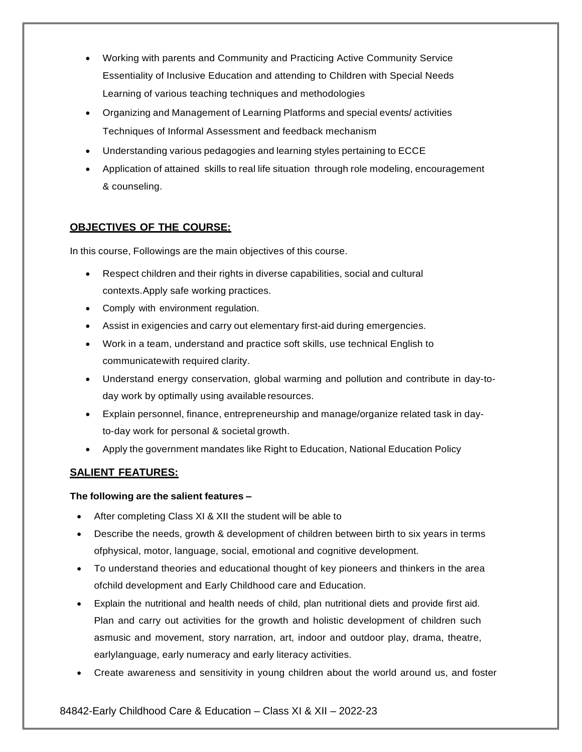- Working with parents and Community and Practicing Active Community Service Essentiality of Inclusive Education and attending to Children with Special Needs Learning of various teaching techniques and methodologies
- Organizing and Management of Learning Platforms and special events/ activities Techniques of Informal Assessment and feedback mechanism
- Understanding various pedagogies and learning styles pertaining to ECCE
- Application of attained skills to real life situation through role modeling, encouragement & counseling.

## OBJECTIVES OF THE COURSE:

In this course, Followings are the main objectives of this course.

- Respect children and their rights in diverse capabilities, social and cultural contexts.Apply safe working practices.
- Comply with environment regulation.
- Assist in exigencies and carry out elementary first-aid during emergencies.
- Work in a team, understand and practice soft skills, use technical English to communicatewith required clarity.
- Understand energy conservation, global warming and pollution and contribute in day-to-day work by optimally using available resources.
- Explain personnel, finance, entrepreneurship and manage/organize related task in day-to-day work for personal & societal growth.
- Apply the government mandates like Right to Education, National Education Policy

## SALIENT FEATURES:

**The following are the salient features –**

- After completing Class XI & XII the student will be able to
- Describe the needs, growth & development of children between birth to six years in terms ofphysical, motor, language, social, emotional and cognitive development.
- To understand theories and educational thought of key pioneers and thinkers in the area ofchild development and Early Childhood care and Education.
- Explain the nutritional and health needs of child, plan nutritional diets and provide first aid. Plan and carry out activities for the growth and holistic development of children such asmusic and movement, story narration, art, indoor and outdoor play, drama, theatre, earlylanguage, early numeracy and early literacy activities.
- Create awareness and sensitivity in young children about the world around us, and foster

84842-Early Childhood Care & Education – Class XI & XII – 2022-23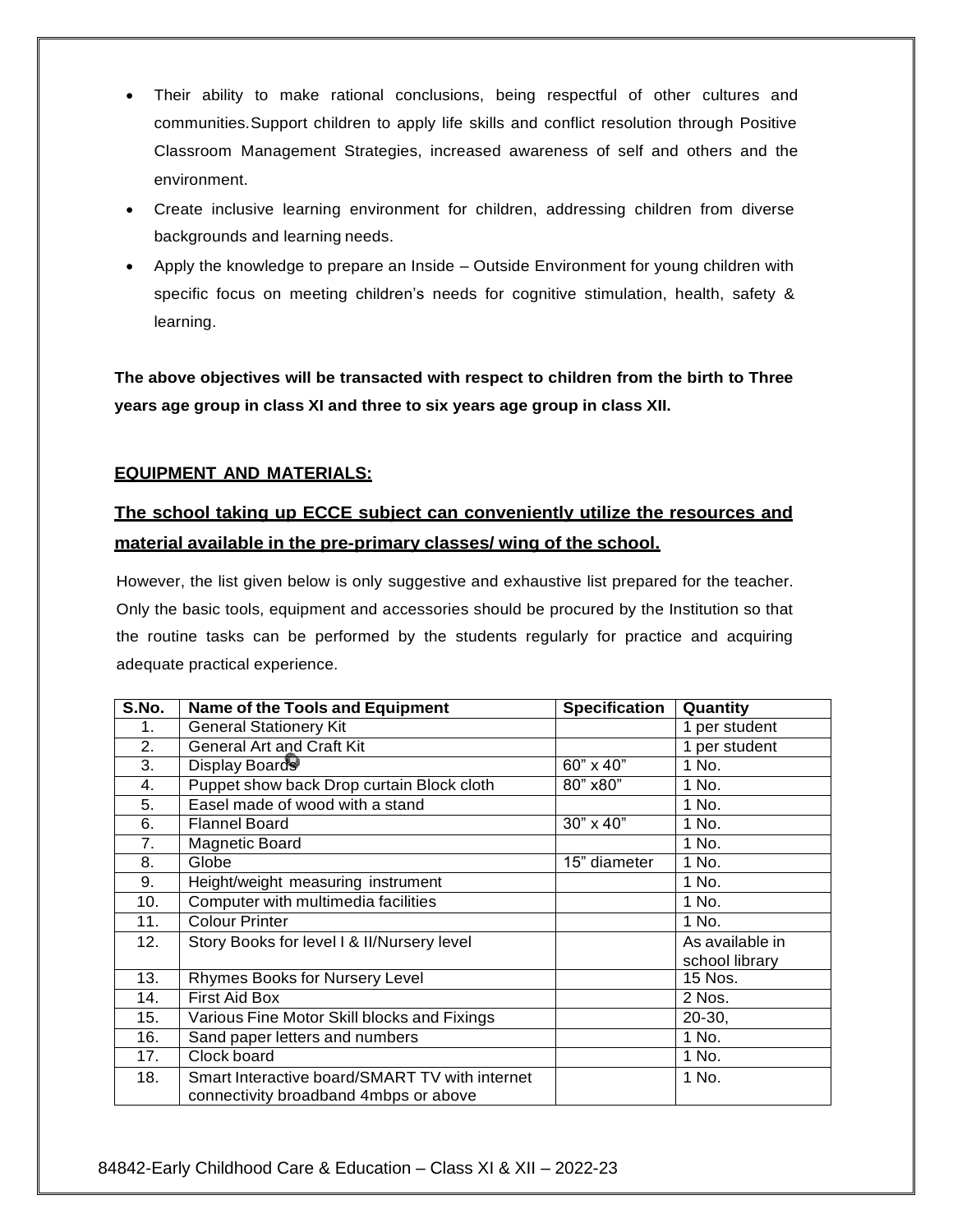- Their ability to make rational conclusions, being respectful of other cultures and communities.Support children to apply life skills and conflict resolution through Positive Classroom Management Strategies, increased awareness of self and others and the environment.
- Create inclusive learning environment for children, addressing children from diverse backgrounds and learning needs.
- Apply the knowledge to prepare an Inside – Outside Environment for young children with specific focus on meeting children's needs for cognitive stimulation, health, safety & learning.

**The above objectives will be transacted with respect to children from the birth to Three years age group in class XI and three to six years age group in class XII.**

## EQUIPMENT AND MATERIALS:

## The school taking up ECCE subject can conveniently utilize the resources and material available in the pre-primary classes/ wing of the school.

However, the list given below is only suggestive and exhaustive list prepared for the teacher. Only the basic tools, equipment and accessories should be procured by the Institution so that the routine tasks can be performed by the students regularly for practice and acquiring adequate practical experience.

| S.No. | Name of the Tools and Equipment | Specification | Quantity |
|---|---|---|---|
| 1. | General Stationery Kit | | 1 per student |
| 2. | General Art and Craft Kit | | 1 per student |
| 3. | Display Boards | 60" x 40" | 1 No. |
| 4. | Puppet show back Drop curtain Block cloth | 80" x80" | 1 No. |
| 5. | Easel made of wood with a stand | | 1 No. |
| 6. | Flannel Board | 30" x 40" | 1 No. |
| 7. | Magnetic Board | | 1 No. |
| 8. | Globe | 15" diameter | 1 No. |
| 9. | Height/weight measuring instrument | | 1 No. |
| 10. | Computer with multimedia facilities | | 1 No. |
| 11. | Colour Printer | | 1 No. |
| 12. | Story Books for level I & II/Nursery level | | As available in school library |
| 13. | Rhymes Books for Nursery Level | | 15 Nos. |
| 14. | First Aid Box | | 2 Nos. |
| 15. | Various Fine Motor Skill blocks and Fixings | | 20-30, |
| 16. | Sand paper letters and numbers | | 1 No. |
| 17. | Clock board | | 1 No. |
| 18. | Smart Interactive board/SMART TV with internet connectivity broadband 4mbps or above | | 1 No. |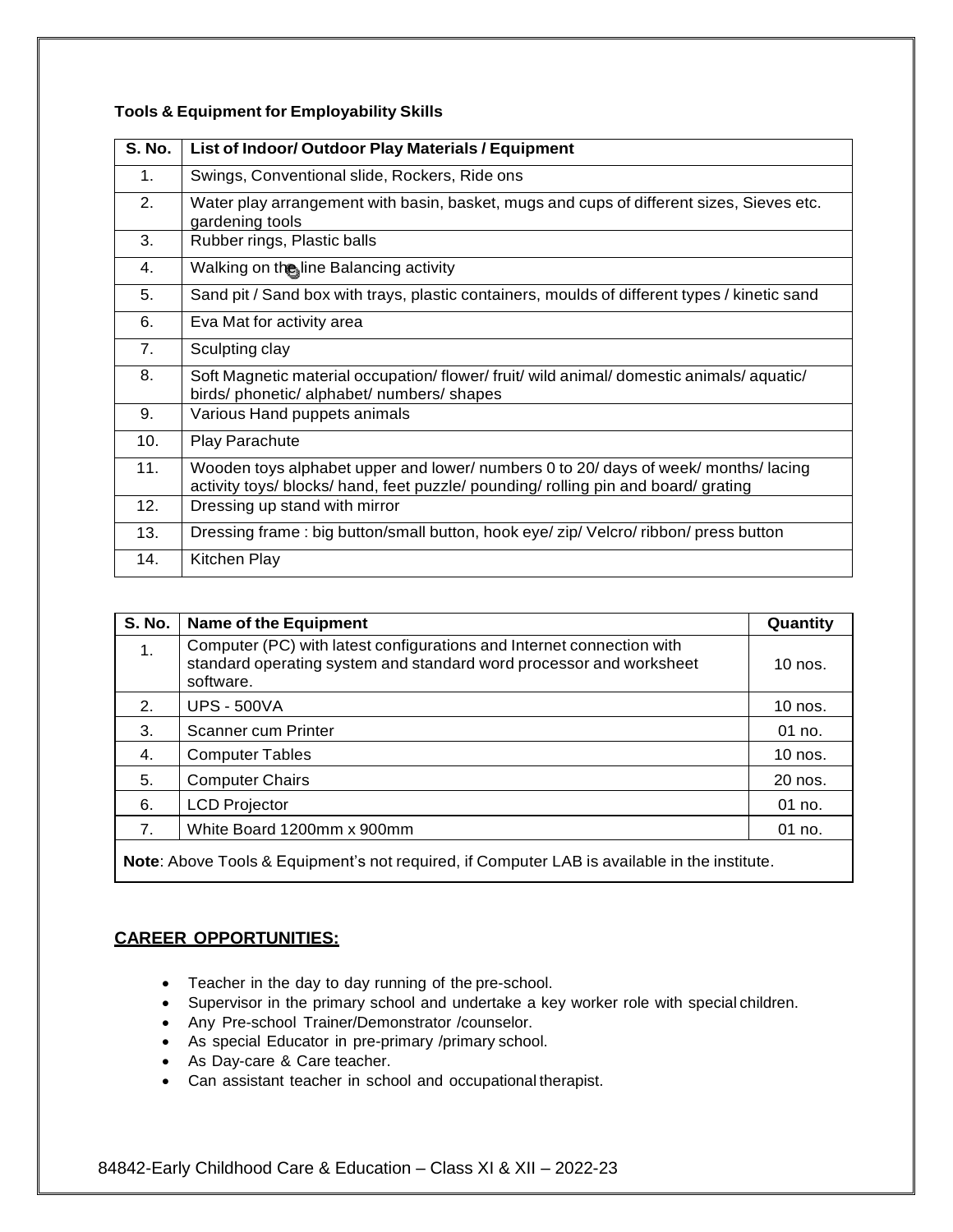**Tools & Equipment for Employability Skills**

| S. No. | List of Indoor/ Outdoor Play Materials / Equipment |
|---|---|
| 1. | Swings, Conventional slide, Rockers, Ride ons |
| 2. | Water play arrangement with basin, basket, mugs and cups of different sizes, Sieves etc. gardening tools |
| 3. | Rubber rings, Plastic balls |
| 4. | Walking on the line Balancing activity |
| 5. | Sand pit / Sand box with trays, plastic containers, moulds of different types / kinetic sand |
| 6. | Eva Mat for activity area |
| 7. | Sculpting clay |
| 8. | Soft Magnetic material occupation/ flower/ fruit/ wild animal/ domestic animals/ aquatic/ birds/ phonetic/ alphabet/ numbers/ shapes |
| 9. | Various Hand puppets animals |
| 10. | Play Parachute |
| 11. | Wooden toys alphabet upper and lower/ numbers 0 to 20/ days of week/ months/ lacing activity toys/ blocks/ hand, feet puzzle/ pounding/ rolling pin and board/ grating |
| 12. | Dressing up stand with mirror |
| 13. | Dressing frame : big button/small button, hook eye/ zip/ Velcro/ ribbon/ press button |
| 14. | Kitchen Play |

| S. No. | Name of the Equipment | Quantity |
|---|---|---|
| 1. | Computer (PC) with latest configurations and Internet connection with standard operating system and standard word processor and worksheet software. | 10 nos. |
| 2. | UPS - 500VA | 10 nos. |
| 3. | Scanner cum Printer | 01 no. |
| 4. | Computer Tables | 10 nos. |
| 5. | Computer Chairs | 20 nos. |
| 6. | LCD Projector | 01 no. |
| 7. | White Board 1200mm x 900mm | 01 no. |

**Note**: Above Tools & Equipment's not required, if Computer LAB is available in the institute.

## CAREER OPPORTUNITIES:

- Teacher in the day to day running of the pre-school.
- Supervisor in the primary school and undertake a key worker role with special children.
- Any Pre-school Trainer/Demonstrator /counselor.
- As special Educator in pre-primary /primary school.
- As Day-care & Care teacher.
- Can assistant teacher in school and occupational therapist.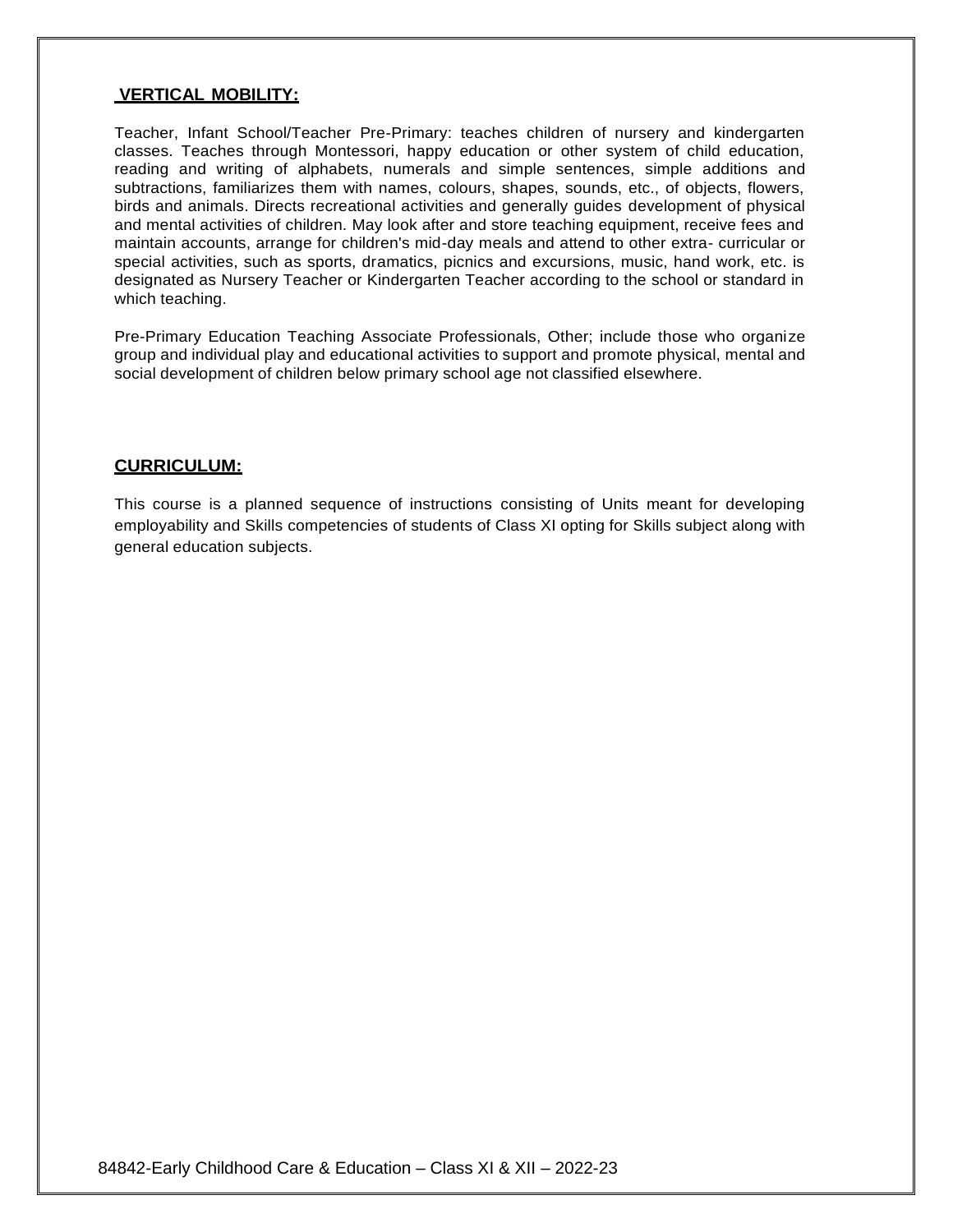## VERTICAL MOBILITY:

Teacher, Infant School/Teacher Pre-Primary: teaches children of nursery and kindergarten classes. Teaches through Montessori, happy education or other system of child education, reading and writing of alphabets, numerals and simple sentences, simple additions and subtractions, familiarizes them with names, colours, shapes, sounds, etc., of objects, flowers, birds and animals. Directs recreational activities and generally guides development of physical and mental activities of children. May look after and store teaching equipment, receive fees and maintain accounts, arrange for children's mid-day meals and attend to other extra- curricular or special activities, such as sports, dramatics, picnics and excursions, music, hand work, etc. is designated as Nursery Teacher or Kindergarten Teacher according to the school or standard in which teaching.

Pre-Primary Education Teaching Associate Professionals, Other; include those who organize group and individual play and educational activities to support and promote physical, mental and social development of children below primary school age not classified elsewhere.

## CURRICULUM:

This course is a planned sequence of instructions consisting of Units meant for developing employability and Skills competencies of students of Class XI opting for Skills subject along with general education subjects.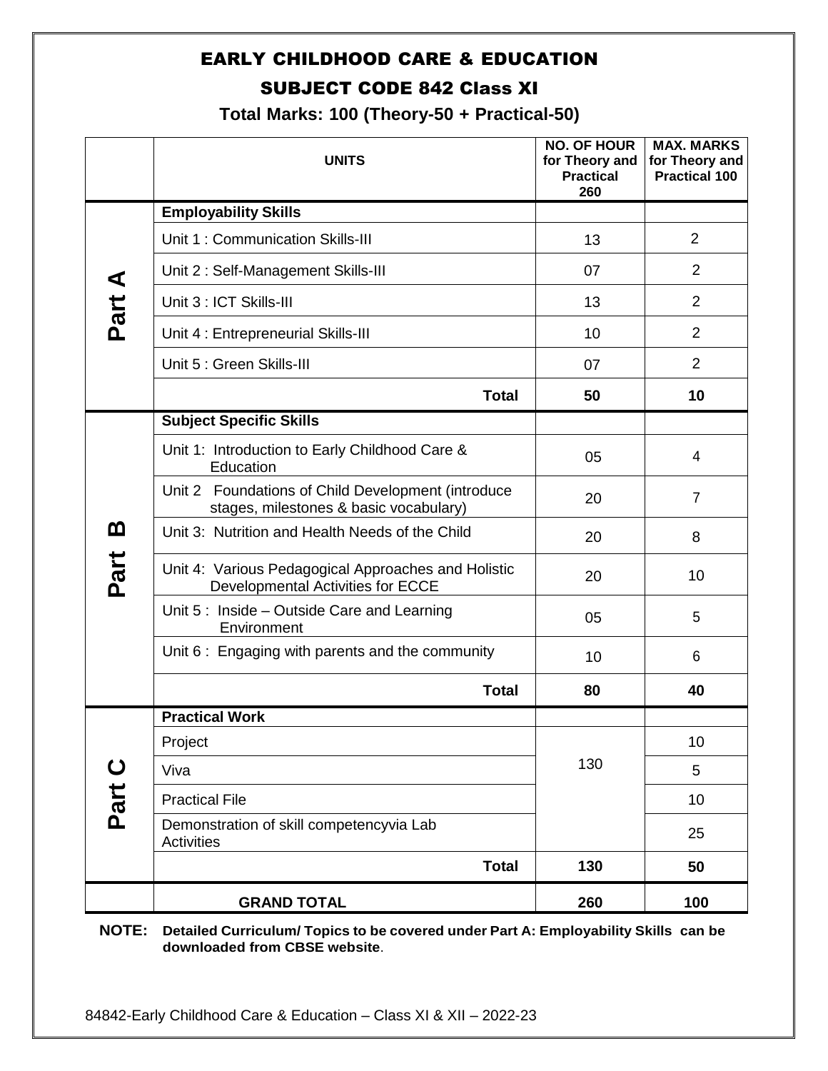# EARLY CHILDHOOD CARE & EDUCATION

## SUBJECT CODE 842 Class XI

### Total Marks: 100 (Theory-50 + Practical-50)

| | UNITS | NO. OF HOUR for Theory and Practical 260 | MAX. MARKS for Theory and Practical 100 |
|---|---|---|---|
| Part A | **Employability Skills** | | |
| | Unit 1 : Communication Skills-III | 13 | 2 |
| | Unit 2 : Self-Management Skills-III | 07 | 2 |
| | Unit 3 : ICT Skills-III | 13 | 2 |
| | Unit 4 : Entrepreneurial Skills-III | 10 | 2 |
| | Unit 5 : Green Skills-III | 07 | 2 |
| | **Total** | **50** | **10** |
| Part B | **Subject Specific Skills** | | |
| | Unit 1: Introduction to Early Childhood Care & Education | 05 | 4 |
| | Unit 2 Foundations of Child Development (introduce stages, milestones & basic vocabulary) | 20 | 7 |
| | Unit 3: Nutrition and Health Needs of the Child | 20 | 8 |
| | Unit 4: Various Pedagogical Approaches and Holistic Developmental Activities for ECCE | 20 | 10 |
| | Unit 5 : Inside – Outside Care and Learning Environment | 05 | 5 |
| | Unit 6 : Engaging with parents and the community | 10 | 6 |
| | **Total** | **80** | **40** |
| Part C | **Practical Work** | | |
| | Project | 130 | 10 |
| | Viva | | 5 |
| | Practical File | | 10 |
| | Demonstration of skill competencyvia Lab Activities | | 25 |
| | **Total** | **130** | **50** |
| | **GRAND TOTAL** | **260** | **100** |

**NOTE: Detailed Curriculum/ Topics to be covered under Part A: Employability Skills can be downloaded from CBSE website**.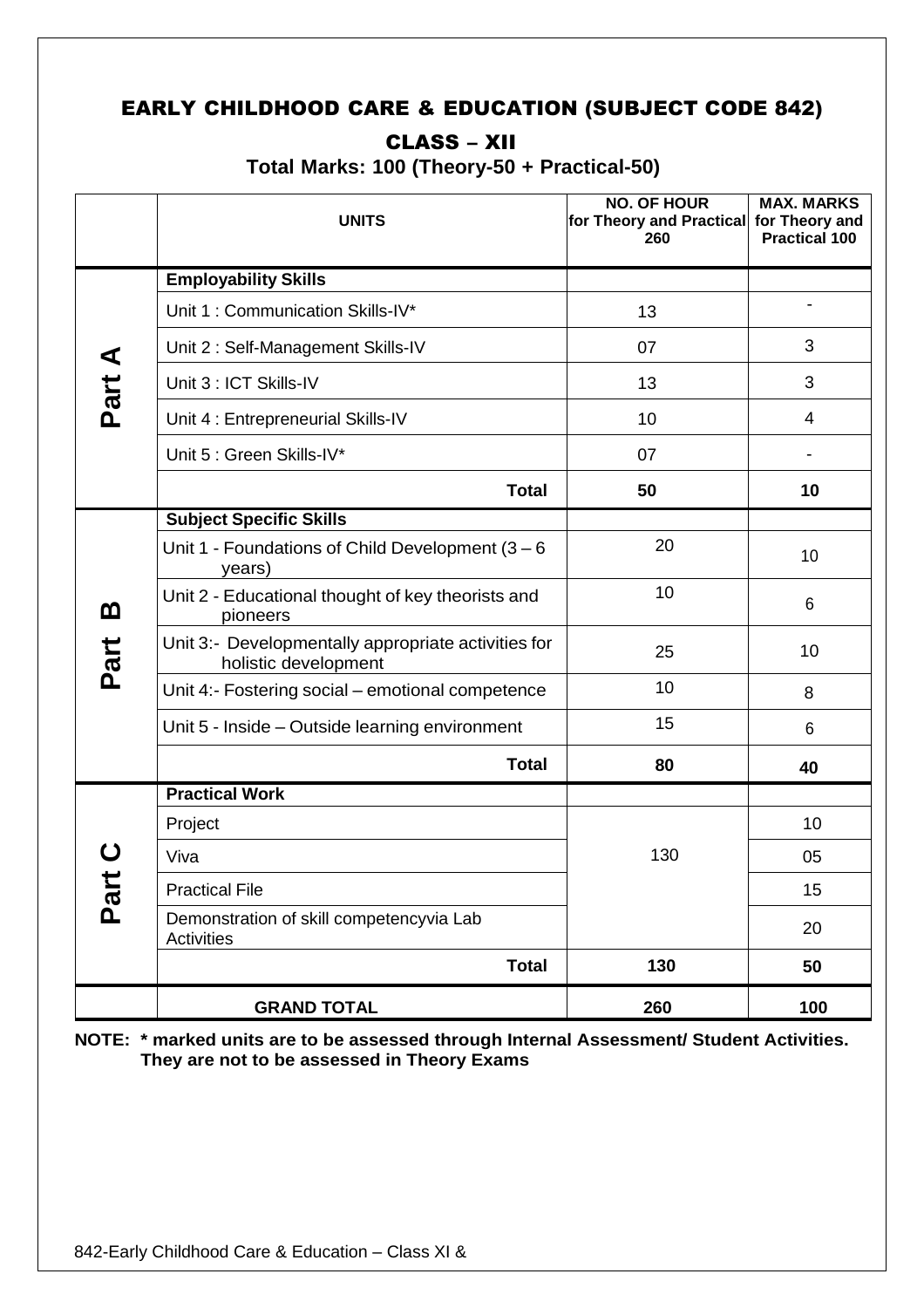# EARLY CHILDHOOD CARE & EDUCATION (SUBJECT CODE 842)

## CLASS – XII

**Total Marks: 100 (Theory-50 + Practical-50)**

| | UNITS | NO. OF HOUR for Theory and Practical 260 | MAX. MARKS for Theory and Practical 100 |
|---|---|---|---|
| **Part A** | **Employability Skills** | | |
| | Unit 1 : Communication Skills-IV* | 13 | - |
| | Unit 2 : Self-Management Skills-IV | 07 | 3 |
| | Unit 3 : ICT Skills-IV | 13 | 3 |
| | Unit 4 : Entrepreneurial Skills-IV | 10 | 4 |
| | Unit 5 : Green Skills-IV* | 07 | - |
| | **Total** | **50** | **10** |
| **Part B** | **Subject Specific Skills** | | |
| | Unit 1 - Foundations of Child Development (3 – 6 years) | 20 | 10 |
| | Unit 2 - Educational thought of key theorists and pioneers | 10 | 6 |
| | Unit 3:- Developmentally appropriate activities for holistic development | 25 | 10 |
| | Unit 4:- Fostering social – emotional competence | 10 | 8 |
| | Unit 5 - Inside – Outside learning environment | 15 | 6 |
| | **Total** | **80** | **40** |
| **Part C** | **Practical Work** | | |
| | Project | 130 | 10 |
| | Viva | | 05 |
| | Practical File | | 15 |
| | Demonstration of skill competencyvia Lab Activities | | 20 |
| | **Total** | **130** | **50** |
| | **GRAND TOTAL** | **260** | **100** |

**NOTE: * marked units are to be assessed through Internal Assessment/ Student Activities. They are not to be assessed in Theory Exams**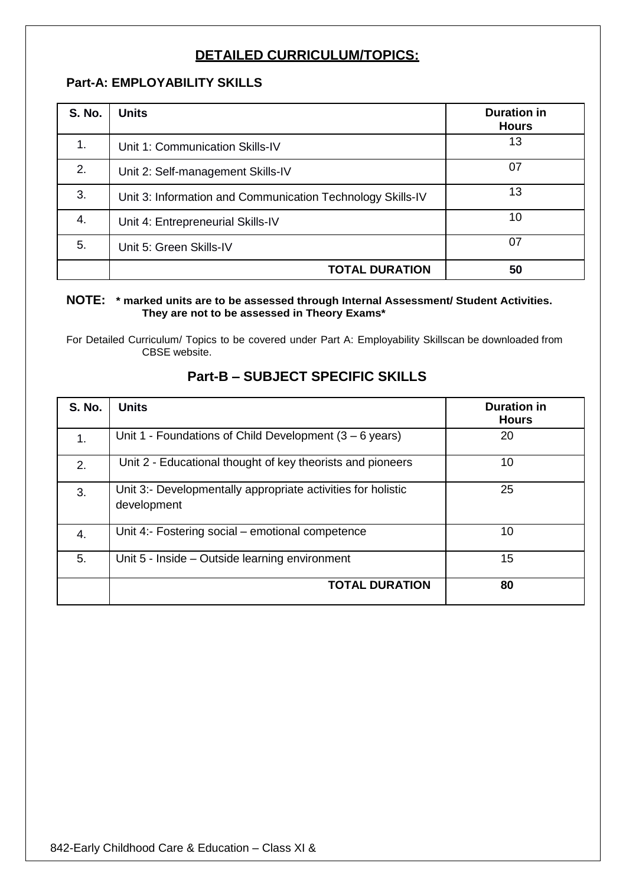## DETAILED CURRICULUM/TOPICS:

### Part-A: EMPLOYABILITY SKILLS

| S. No. | Units | Duration in Hours |
|---|---|---|
| 1. | Unit 1: Communication Skills-IV | 13 |
| 2. | Unit 2: Self-management Skills-IV | 07 |
| 3. | Unit 3: Information and Communication Technology Skills-IV | 13 |
| 4. | Unit 4: Entrepreneurial Skills-IV | 10 |
| 5. | Unit 5: Green Skills-IV | 07 |
| | **TOTAL DURATION** | **50** |

**NOTE: * marked units are to be assessed through Internal Assessment/ Student Activities. They are not to be assessed in Theory Exams***

For Detailed Curriculum/ Topics to be covered under Part A: Employability Skillscan be downloaded from CBSE website.

### Part-B – SUBJECT SPECIFIC SKILLS

| S. No. | Units | Duration in Hours |
|---|---|---|
| 1. | Unit 1 - Foundations of Child Development (3 – 6 years) | 20 |
| 2. | Unit 2 - Educational thought of key theorists and pioneers | 10 |
| 3. | Unit 3:- Developmentally appropriate activities for holistic development | 25 |
| 4. | Unit 4:- Fostering social – emotional competence | 10 |
| 5. | Unit 5 - Inside – Outside learning environment | 15 |
| | **TOTAL DURATION** | **80** |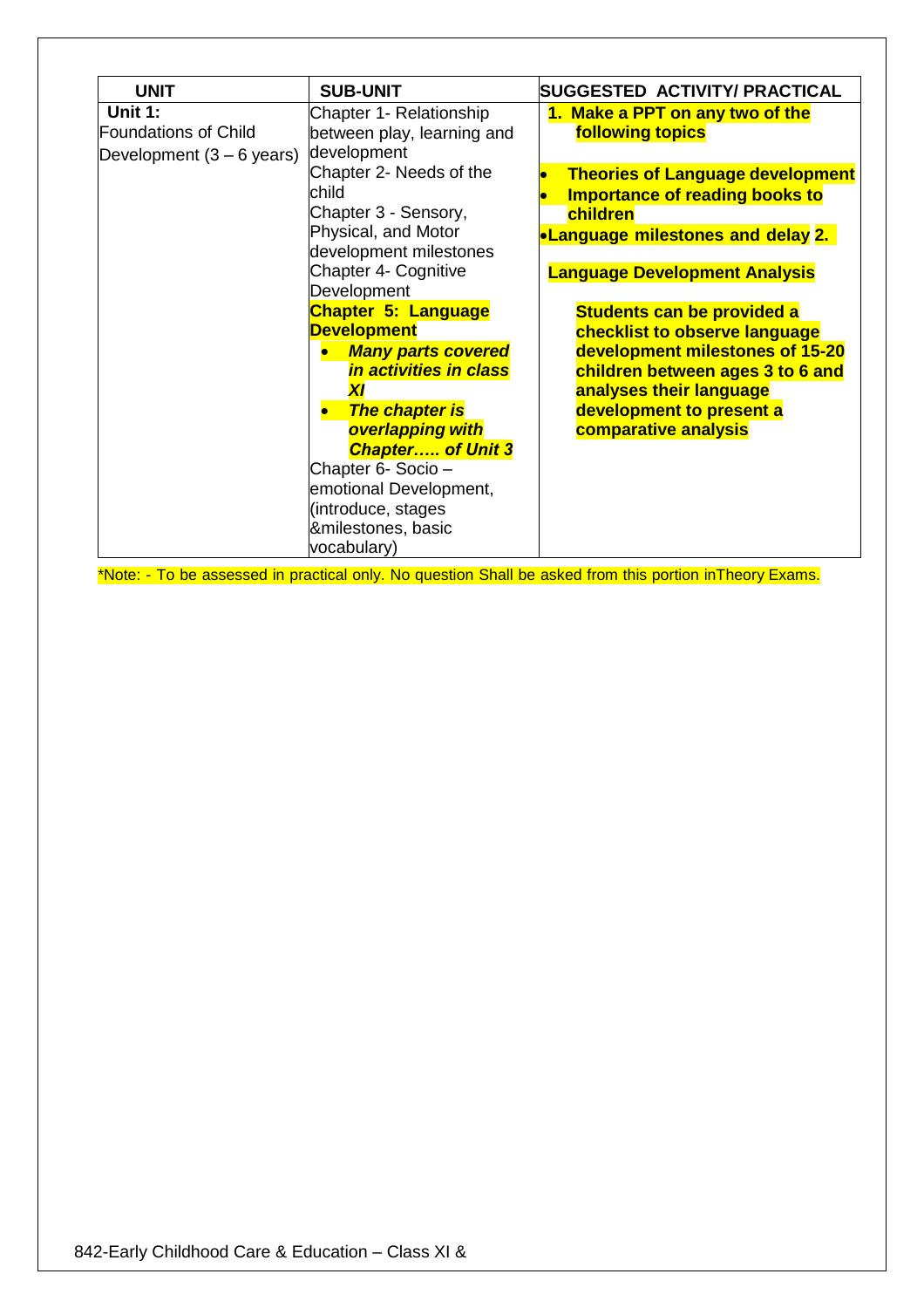| UNIT | SUB-UNIT | SUGGESTED ACTIVITY/ PRACTICAL |
|---|---|---|
| **Unit 1:** Foundations of Child Development (3 – 6 years) | Chapter 1- Relationship between play, learning and development<br>Chapter 2- Needs of the child<br>Chapter 3 - Sensory, Physical, and Motor development milestones<br>Chapter 4- Cognitive Development<br>**Chapter 5: Language Development**<br>• ***Many parts covered in activities in class XI***<br>• ***The chapter is overlapping with Chapter….. of Unit 3***<br>Chapter 6- Socio – emotional Development, (introduce, stages &milestones, basic vocabulary) | **1. Make a PPT on any two of the following topics**<br>• **Theories of Language development**<br>• **Importance of reading books to children**<br>• **Language milestones and delay 2.**<br>**Language Development Analysis**<br>**Students can be provided a checklist to observe language development milestones of 15-20 children between ages 3 to 6 and analyses their language development to present a comparative analysis** |

*Note: - To be assessed in practical only. No question Shall be asked from this portion inTheory Exams.

842-Early Childhood Care & Education – Class XI &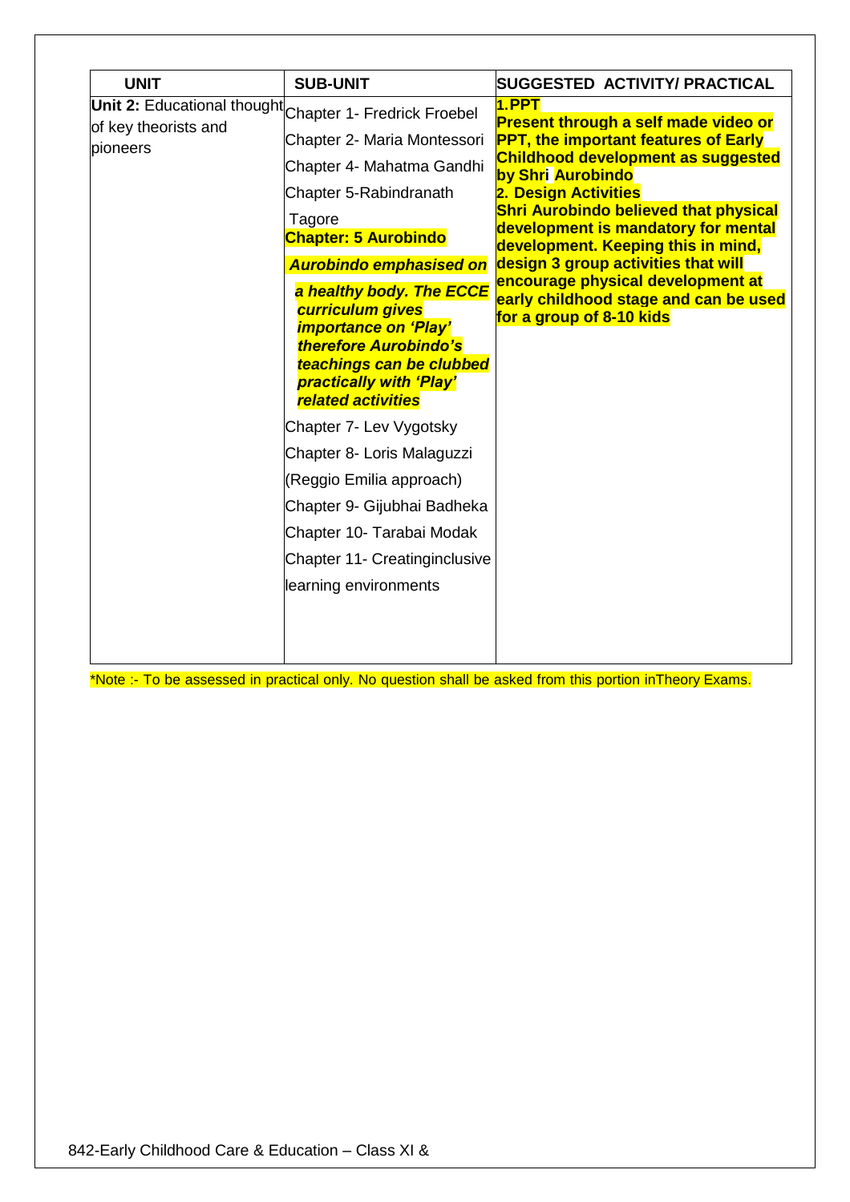| UNIT | SUB-UNIT | SUGGESTED ACTIVITY/ PRACTICAL |
|---|---|---|
| **Unit 2:** Educational thought of key theorists and pioneers | Chapter 1- Fredrick Froebel<br>Chapter 2- Maria Montessori<br>Chapter 4- Mahatma Gandhi<br>Chapter 5-Rabindranath Tagore<br>**Chapter: 5 Aurobindo**<br>***Aurobindo emphasised on a healthy body. The ECCE curriculum gives importance on 'Play' therefore Aurobindo's teachings can be clubbed practically with 'Play' related activities***<br>Chapter 7- Lev Vygotsky<br>Chapter 8- Loris Malaguzzi (Reggio Emilia approach)<br>Chapter 9- Gijubhai Badheka<br>Chapter 10- Tarabai Modak<br>Chapter 11- Creatinginclusive learning environments | **1.PPT**<br>**Present through a self made video or PPT, the important features of Early Childhood development as suggested by Shri Aurobindo**<br>**2. Design Activities**<br>**Shri Aurobindo believed that physical development is mandatory for mental development. Keeping this in mind, design 3 group activities that will encourage physical development at early childhood stage and can be used for a group of 8-10 kids** |

*Note :- To be assessed in practical only. No question shall be asked from this portion inTheory Exams.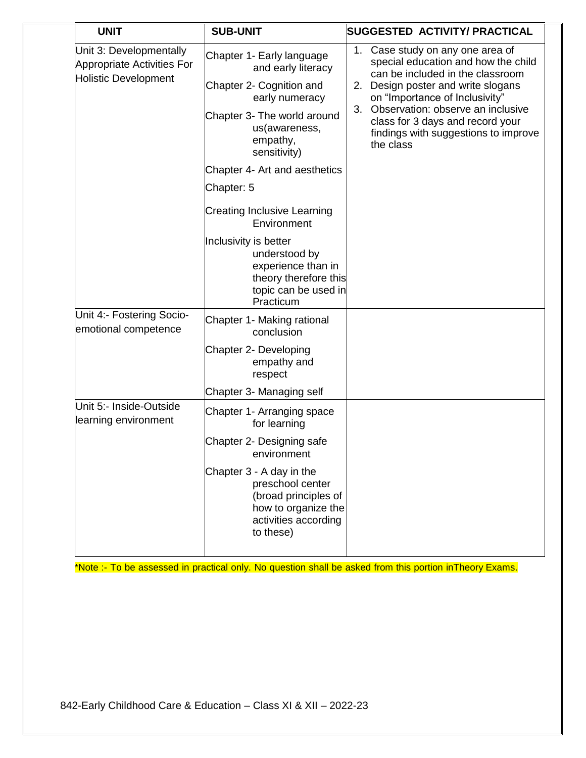| UNIT | SUB-UNIT | SUGGESTED ACTIVITY/ PRACTICAL |
| --- | --- | --- |
| Unit 3: Developmentally Appropriate Activities For Holistic Development | Chapter 1- Early language and early literacy<br><br>Chapter 2- Cognition and early numeracy<br><br>Chapter 3- The world around us(awareness, empathy, sensitivity)<br><br>Chapter 4- Art and aesthetics<br><br>Chapter: 5<br><br>Creating Inclusive Learning Environment<br><br>Inclusivity is better understood by experience than in theory therefore this topic can be used in Practicum | 1. Case study on any one area of special education and how the child can be included in the classroom<br>2. Design poster and write slogans on "Importance of Inclusivity"<br>3. Observation: observe an inclusive class for 3 days and record your findings with suggestions to improve the class |
| Unit 4:- Fostering Socio-emotional competence | Chapter 1- Making rational conclusion<br><br>Chapter 2- Developing empathy and respect<br><br>Chapter 3- Managing self | |
| Unit 5:- Inside-Outside learning environment | Chapter 1- Arranging space for learning<br><br>Chapter 2- Designing safe environment<br><br>Chapter 3 - A day in the preschool center (broad principles of how to organize the activities according to these) | |

*Note :- To be assessed in practical only. No question shall be asked from this portion inTheory Exams.